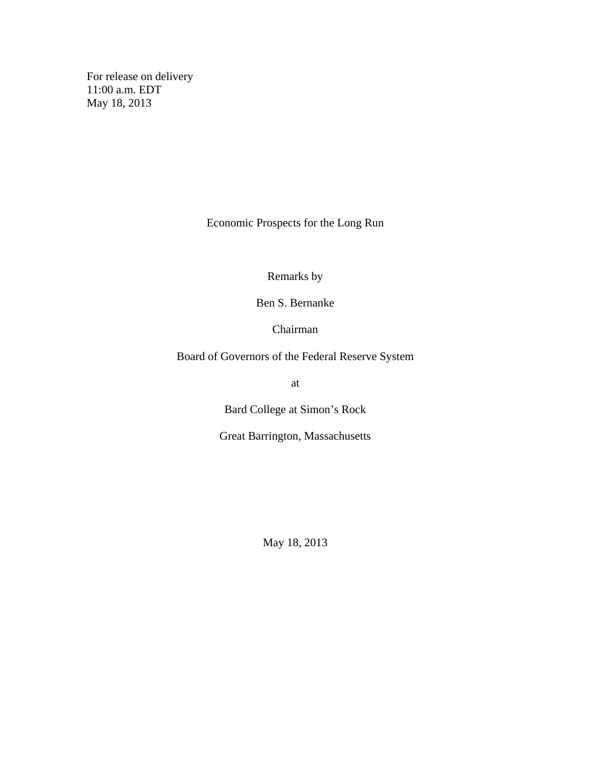For release on delivery
11:00 a.m. EDT
May 18, 2013

# Economic Prospects for the Long Run

Remarks by

Ben S. Bernanke

Chairman

Board of Governors of the Federal Reserve System

at

Bard College at Simon's Rock

Great Barrington, Massachusetts

May 18, 2013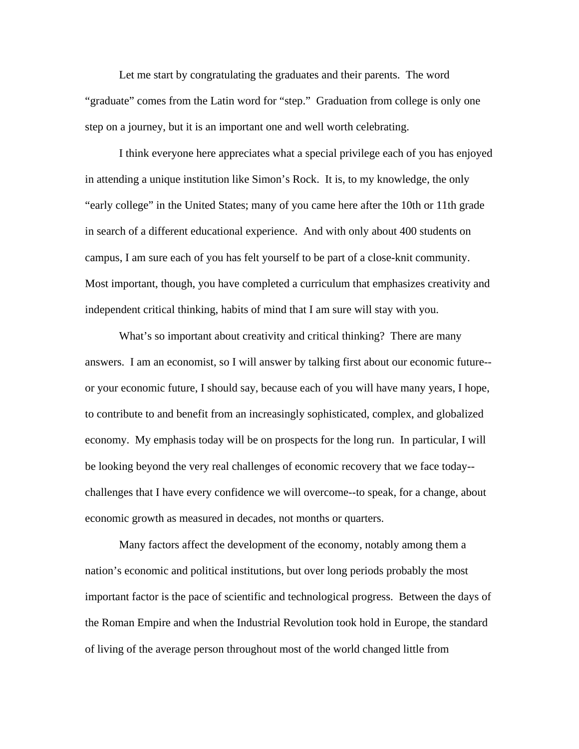Let me start by congratulating the graduates and their parents. The word "graduate" comes from the Latin word for "step." Graduation from college is only one step on a journey, but it is an important one and well worth celebrating.

I think everyone here appreciates what a special privilege each of you has enjoyed in attending a unique institution like Simon's Rock. It is, to my knowledge, the only "early college" in the United States; many of you came here after the 10th or 11th grade in search of a different educational experience. And with only about 400 students on campus, I am sure each of you has felt yourself to be part of a close-knit community. Most important, though, you have completed a curriculum that emphasizes creativity and independent critical thinking, habits of mind that I am sure will stay with you.

What's so important about creativity and critical thinking? There are many answers. I am an economist, so I will answer by talking first about our economic future--or your economic future, I should say, because each of you will have many years, I hope, to contribute to and benefit from an increasingly sophisticated, complex, and globalized economy. My emphasis today will be on prospects for the long run. In particular, I will be looking beyond the very real challenges of economic recovery that we face today--challenges that I have every confidence we will overcome--to speak, for a change, about economic growth as measured in decades, not months or quarters.

Many factors affect the development of the economy, notably among them a nation's economic and political institutions, but over long periods probably the most important factor is the pace of scientific and technological progress. Between the days of the Roman Empire and when the Industrial Revolution took hold in Europe, the standard of living of the average person throughout most of the world changed little from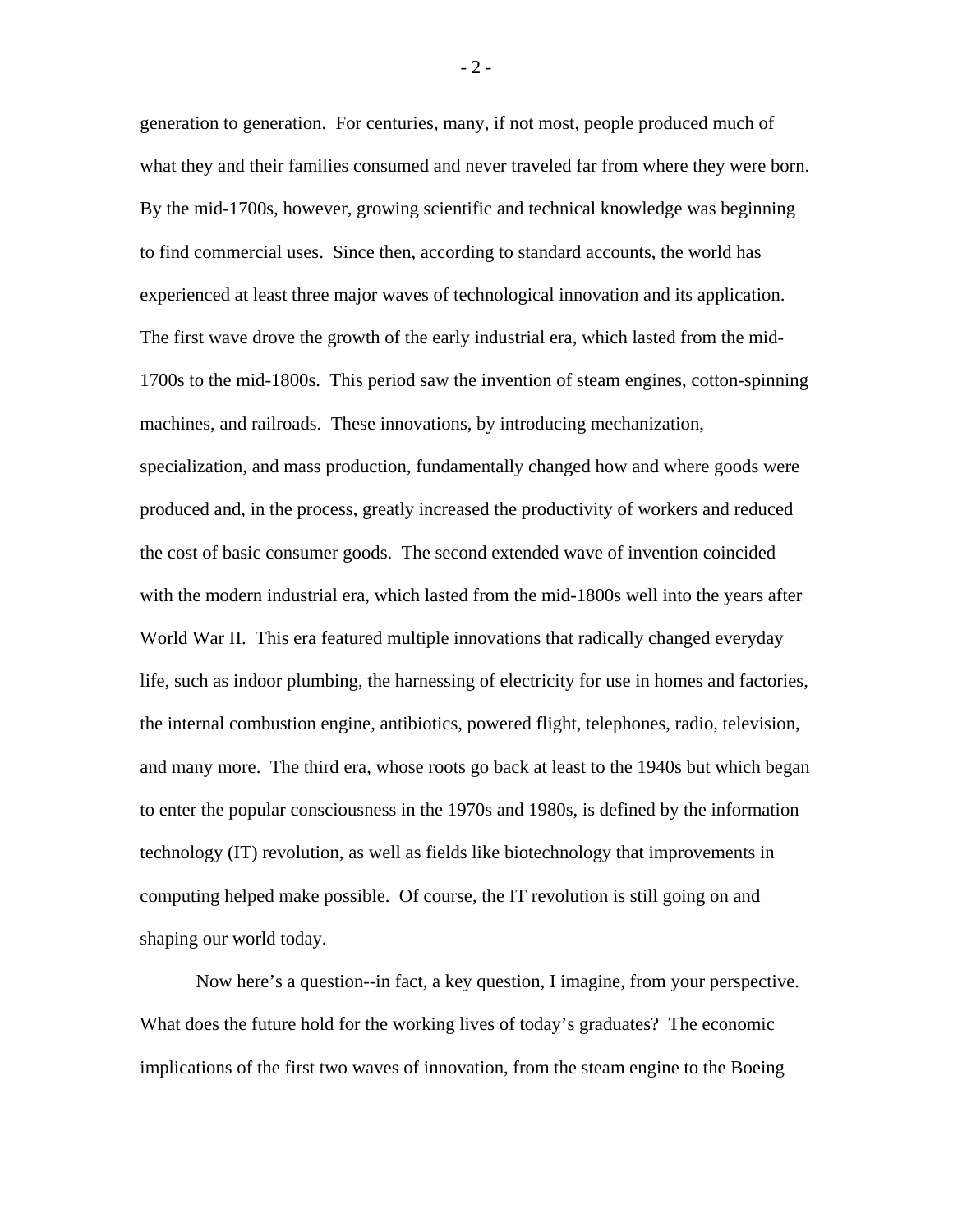generation to generation. For centuries, many, if not most, people produced much of what they and their families consumed and never traveled far from where they were born. By the mid-1700s, however, growing scientific and technical knowledge was beginning to find commercial uses. Since then, according to standard accounts, the world has experienced at least three major waves of technological innovation and its application. The first wave drove the growth of the early industrial era, which lasted from the mid-1700s to the mid-1800s. This period saw the invention of steam engines, cotton-spinning machines, and railroads. These innovations, by introducing mechanization, specialization, and mass production, fundamentally changed how and where goods were produced and, in the process, greatly increased the productivity of workers and reduced the cost of basic consumer goods. The second extended wave of invention coincided with the modern industrial era, which lasted from the mid-1800s well into the years after World War II. This era featured multiple innovations that radically changed everyday life, such as indoor plumbing, the harnessing of electricity for use in homes and factories, the internal combustion engine, antibiotics, powered flight, telephones, radio, television, and many more. The third era, whose roots go back at least to the 1940s but which began to enter the popular consciousness in the 1970s and 1980s, is defined by the information technology (IT) revolution, as well as fields like biotechnology that improvements in computing helped make possible. Of course, the IT revolution is still going on and shaping our world today.

Now here's a question--in fact, a key question, I imagine, from your perspective. What does the future hold for the working lives of today's graduates? The economic implications of the first two waves of innovation, from the steam engine to the Boeing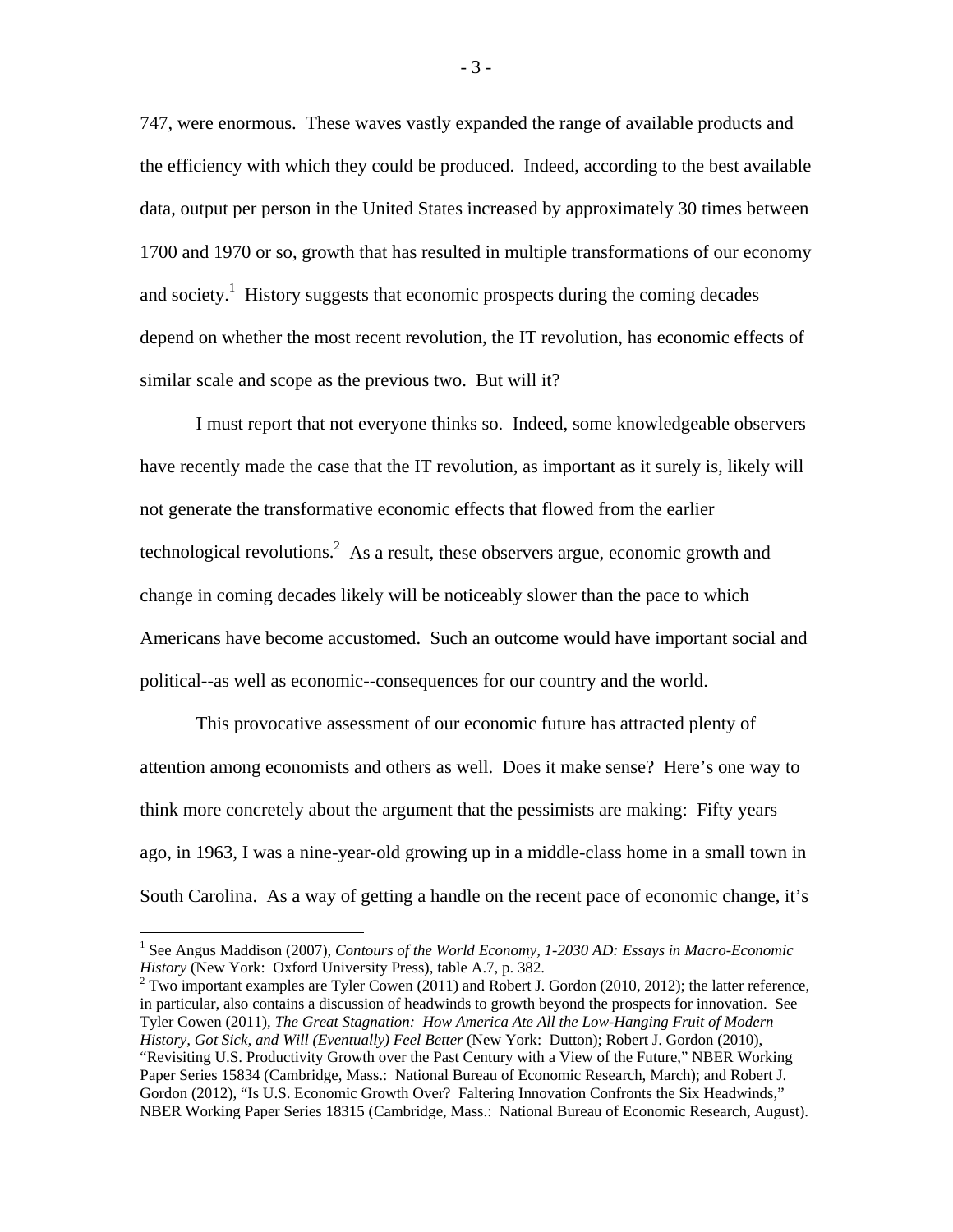747, were enormous. These waves vastly expanded the range of available products and the efficiency with which they could be produced. Indeed, according to the best available data, output per person in the United States increased by approximately 30 times between 1700 and 1970 or so, growth that has resulted in multiple transformations of our economy and society.[1] History suggests that economic prospects during the coming decades depend on whether the most recent revolution, the IT revolution, has economic effects of similar scale and scope as the previous two. But will it?

I must report that not everyone thinks so. Indeed, some knowledgeable observers have recently made the case that the IT revolution, as important as it surely is, likely will not generate the transformative economic effects that flowed from the earlier technological revolutions.[2] As a result, these observers argue, economic growth and change in coming decades likely will be noticeably slower than the pace to which Americans have become accustomed. Such an outcome would have important social and political--as well as economic--consequences for our country and the world.

This provocative assessment of our economic future has attracted plenty of attention among economists and others as well. Does it make sense? Here's one way to think more concretely about the argument that the pessimists are making: Fifty years ago, in 1963, I was a nine-year-old growing up in a middle-class home in a small town in South Carolina. As a way of getting a handle on the recent pace of economic change, it's

---

[1] See Angus Maddison (2007), *Contours of the World Economy, 1-2030 AD: Essays in Macro-Economic History* (New York: Oxford University Press), table A.7, p. 382.

[2] Two important examples are Tyler Cowen (2011) and Robert J. Gordon (2010, 2012); the latter reference, in particular, also contains a discussion of headwinds to growth beyond the prospects for innovation. See Tyler Cowen (2011), *The Great Stagnation: How America Ate All the Low-Hanging Fruit of Modern History, Got Sick, and Will (Eventually) Feel Better* (New York: Dutton); Robert J. Gordon (2010), "Revisiting U.S. Productivity Growth over the Past Century with a View of the Future," NBER Working Paper Series 15834 (Cambridge, Mass.: National Bureau of Economic Research, March); and Robert J. Gordon (2012), "Is U.S. Economic Growth Over? Faltering Innovation Confronts the Six Headwinds," NBER Working Paper Series 18315 (Cambridge, Mass.: National Bureau of Economic Research, August).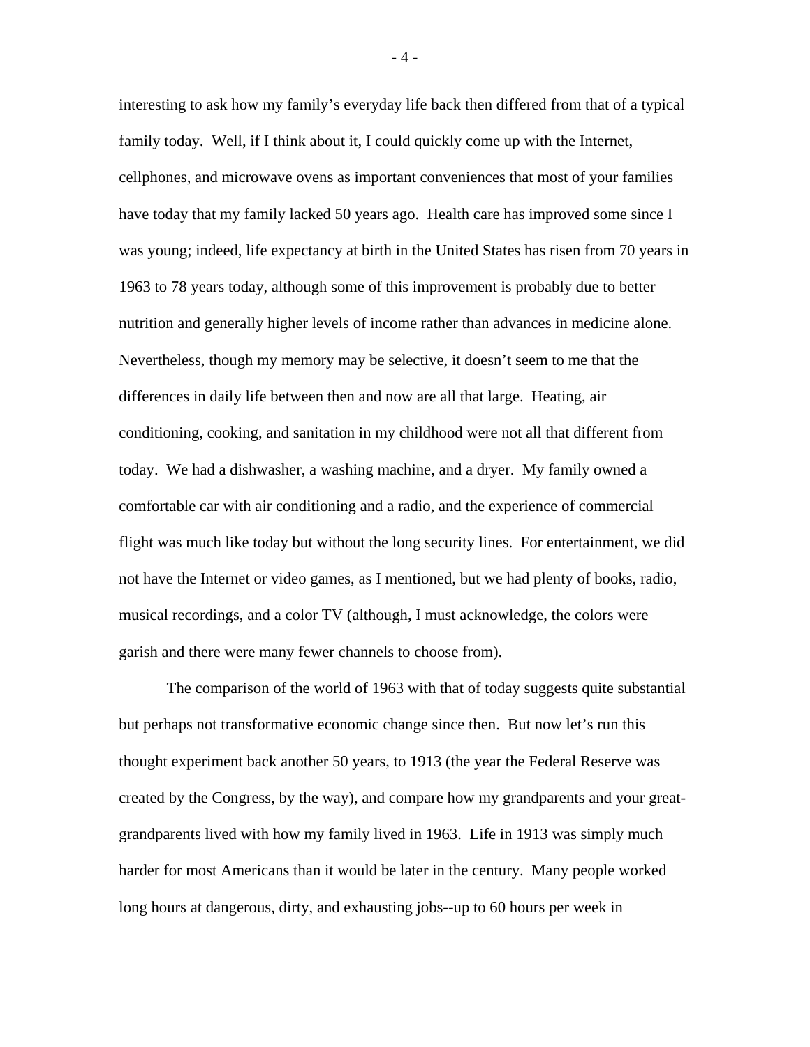interesting to ask how my family's everyday life back then differed from that of a typical family today. Well, if I think about it, I could quickly come up with the Internet, cellphones, and microwave ovens as important conveniences that most of your families have today that my family lacked 50 years ago. Health care has improved some since I was young; indeed, life expectancy at birth in the United States has risen from 70 years in 1963 to 78 years today, although some of this improvement is probably due to better nutrition and generally higher levels of income rather than advances in medicine alone. Nevertheless, though my memory may be selective, it doesn't seem to me that the differences in daily life between then and now are all that large. Heating, air conditioning, cooking, and sanitation in my childhood were not all that different from today. We had a dishwasher, a washing machine, and a dryer. My family owned a comfortable car with air conditioning and a radio, and the experience of commercial flight was much like today but without the long security lines. For entertainment, we did not have the Internet or video games, as I mentioned, but we had plenty of books, radio, musical recordings, and a color TV (although, I must acknowledge, the colors were garish and there were many fewer channels to choose from).

The comparison of the world of 1963 with that of today suggests quite substantial but perhaps not transformative economic change since then. But now let's run this thought experiment back another 50 years, to 1913 (the year the Federal Reserve was created by the Congress, by the way), and compare how my grandparents and your great-grandparents lived with how my family lived in 1963. Life in 1913 was simply much harder for most Americans than it would be later in the century. Many people worked long hours at dangerous, dirty, and exhausting jobs--up to 60 hours per week in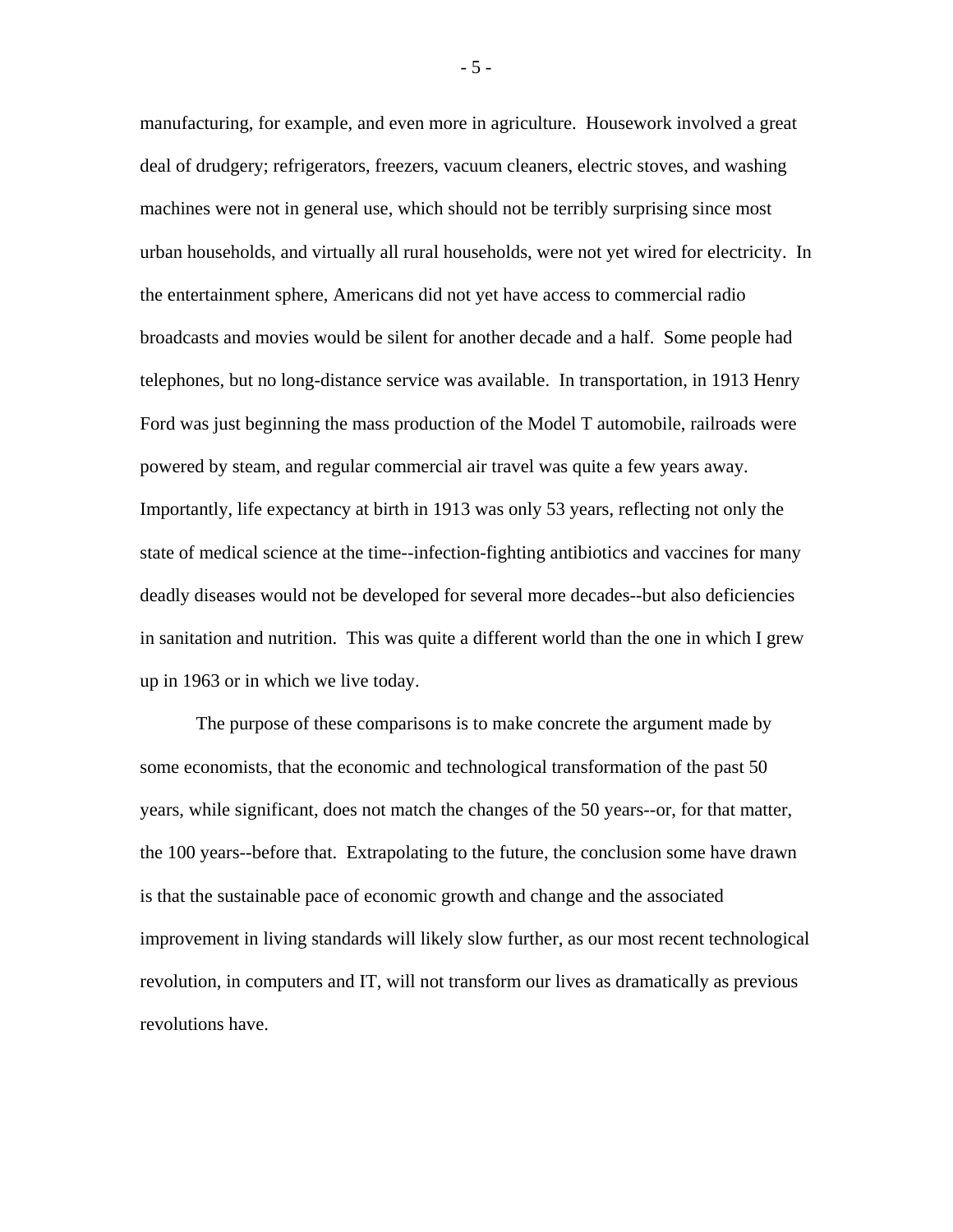manufacturing, for example, and even more in agriculture. Housework involved a great deal of drudgery; refrigerators, freezers, vacuum cleaners, electric stoves, and washing machines were not in general use, which should not be terribly surprising since most urban households, and virtually all rural households, were not yet wired for electricity. In the entertainment sphere, Americans did not yet have access to commercial radio broadcasts and movies would be silent for another decade and a half. Some people had telephones, but no long-distance service was available. In transportation, in 1913 Henry Ford was just beginning the mass production of the Model T automobile, railroads were powered by steam, and regular commercial air travel was quite a few years away. Importantly, life expectancy at birth in 1913 was only 53 years, reflecting not only the state of medical science at the time--infection-fighting antibiotics and vaccines for many deadly diseases would not be developed for several more decades--but also deficiencies in sanitation and nutrition. This was quite a different world than the one in which I grew up in 1963 or in which we live today.

The purpose of these comparisons is to make concrete the argument made by some economists, that the economic and technological transformation of the past 50 years, while significant, does not match the changes of the 50 years--or, for that matter, the 100 years--before that. Extrapolating to the future, the conclusion some have drawn is that the sustainable pace of economic growth and change and the associated improvement in living standards will likely slow further, as our most recent technological revolution, in computers and IT, will not transform our lives as dramatically as previous revolutions have.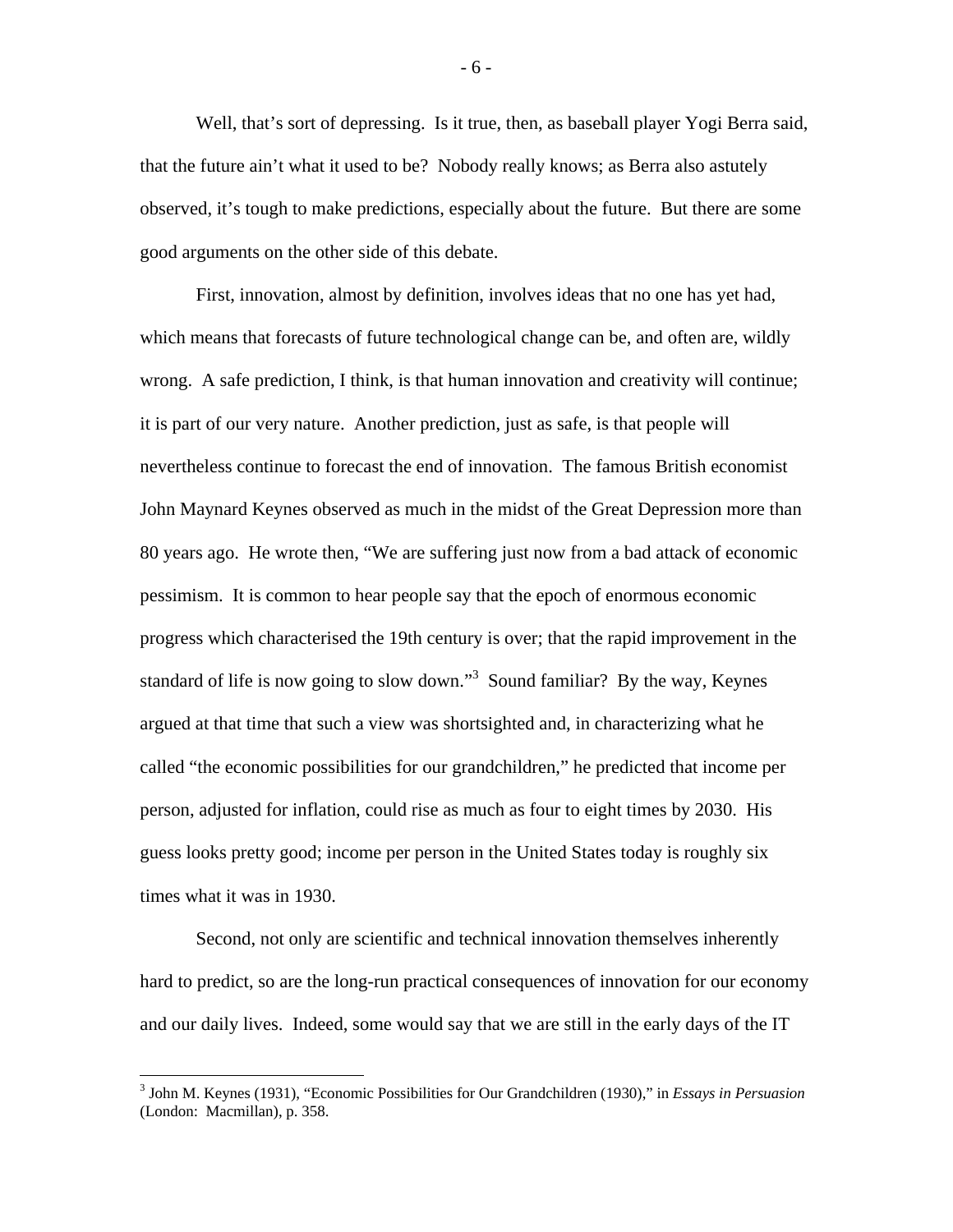Well, that's sort of depressing. Is it true, then, as baseball player Yogi Berra said, that the future ain't what it used to be? Nobody really knows; as Berra also astutely observed, it's tough to make predictions, especially about the future. But there are some good arguments on the other side of this debate.

First, innovation, almost by definition, involves ideas that no one has yet had, which means that forecasts of future technological change can be, and often are, wildly wrong. A safe prediction, I think, is that human innovation and creativity will continue; it is part of our very nature. Another prediction, just as safe, is that people will nevertheless continue to forecast the end of innovation. The famous British economist John Maynard Keynes observed as much in the midst of the Great Depression more than 80 years ago. He wrote then, "We are suffering just now from a bad attack of economic pessimism. It is common to hear people say that the epoch of enormous economic progress which characterised the 19th century is over; that the rapid improvement in the standard of life is now going to slow down."[3] Sound familiar? By the way, Keynes argued at that time that such a view was shortsighted and, in characterizing what he called "the economic possibilities for our grandchildren," he predicted that income per person, adjusted for inflation, could rise as much as four to eight times by 2030. His guess looks pretty good; income per person in the United States today is roughly six times what it was in 1930.

Second, not only are scientific and technical innovation themselves inherently hard to predict, so are the long-run practical consequences of innovation for our economy and our daily lives. Indeed, some would say that we are still in the early days of the IT

---

[3] John M. Keynes (1931), "Economic Possibilities for Our Grandchildren (1930)," in *Essays in Persuasion* (London: Macmillan), p. 358.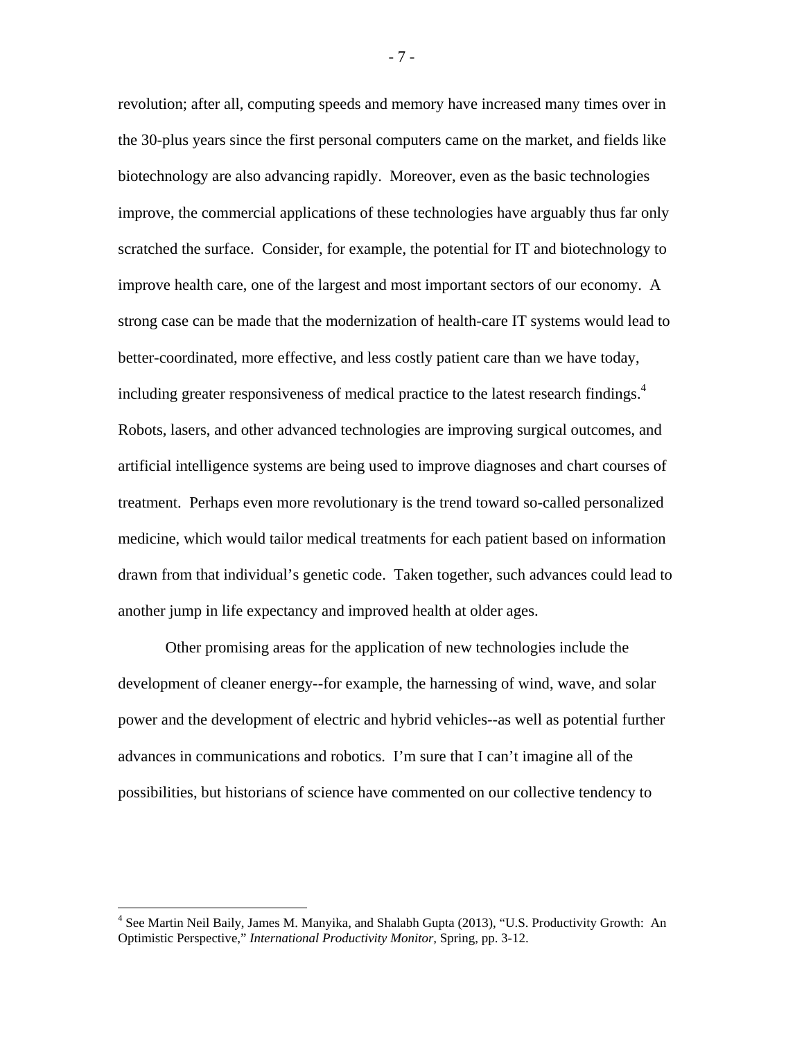revolution; after all, computing speeds and memory have increased many times over in the 30-plus years since the first personal computers came on the market, and fields like biotechnology are also advancing rapidly. Moreover, even as the basic technologies improve, the commercial applications of these technologies have arguably thus far only scratched the surface. Consider, for example, the potential for IT and biotechnology to improve health care, one of the largest and most important sectors of our economy. A strong case can be made that the modernization of health-care IT systems would lead to better-coordinated, more effective, and less costly patient care than we have today, including greater responsiveness of medical practice to the latest research findings.[4] Robots, lasers, and other advanced technologies are improving surgical outcomes, and artificial intelligence systems are being used to improve diagnoses and chart courses of treatment. Perhaps even more revolutionary is the trend toward so-called personalized medicine, which would tailor medical treatments for each patient based on information drawn from that individual's genetic code. Taken together, such advances could lead to another jump in life expectancy and improved health at older ages.

Other promising areas for the application of new technologies include the development of cleaner energy--for example, the harnessing of wind, wave, and solar power and the development of electric and hybrid vehicles--as well as potential further advances in communications and robotics. I'm sure that I can't imagine all of the possibilities, but historians of science have commented on our collective tendency to

---

[4] See Martin Neil Baily, James M. Manyika, and Shalabh Gupta (2013), "U.S. Productivity Growth: An Optimistic Perspective," *International Productivity Monitor*, Spring, pp. 3-12.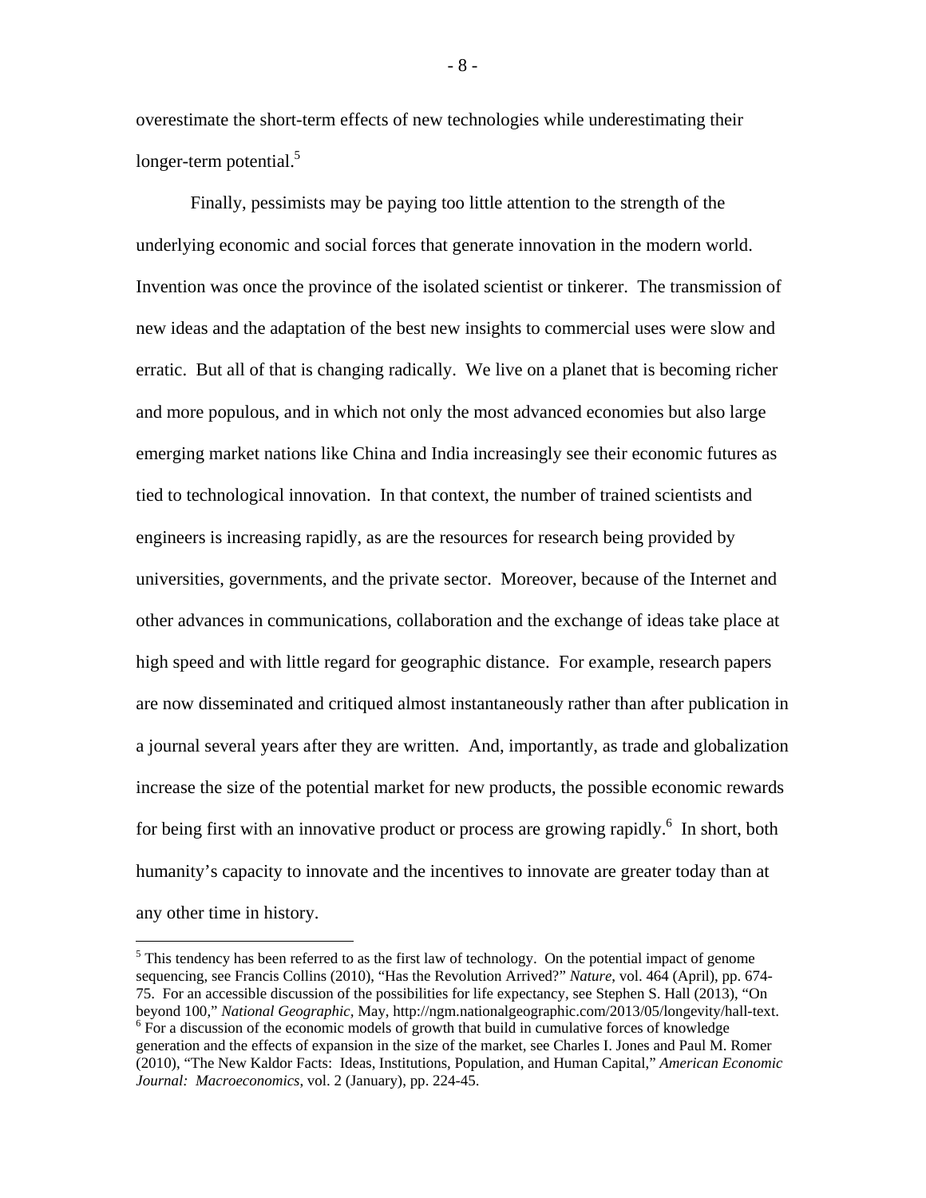overestimate the short-term effects of new technologies while underestimating their longer-term potential.[5]

Finally, pessimists may be paying too little attention to the strength of the underlying economic and social forces that generate innovation in the modern world. Invention was once the province of the isolated scientist or tinkerer. The transmission of new ideas and the adaptation of the best new insights to commercial uses were slow and erratic. But all of that is changing radically. We live on a planet that is becoming richer and more populous, and in which not only the most advanced economies but also large emerging market nations like China and India increasingly see their economic futures as tied to technological innovation. In that context, the number of trained scientists and engineers is increasing rapidly, as are the resources for research being provided by universities, governments, and the private sector. Moreover, because of the Internet and other advances in communications, collaboration and the exchange of ideas take place at high speed and with little regard for geographic distance. For example, research papers are now disseminated and critiqued almost instantaneously rather than after publication in a journal several years after they are written. And, importantly, as trade and globalization increase the size of the potential market for new products, the possible economic rewards for being first with an innovative product or process are growing rapidly.[6] In short, both humanity's capacity to innovate and the incentives to innovate are greater today than at any other time in history.

---

[5] This tendency has been referred to as the first law of technology. On the potential impact of genome sequencing, see Francis Collins (2010), "Has the Revolution Arrived?" *Nature*, vol. 464 (April), pp. 674-75. For an accessible discussion of the possibilities for life expectancy, see Stephen S. Hall (2013), "On beyond 100," *National Geographic*, May, http://ngm.nationalgeographic.com/2013/05/longevity/hall-text.

[6] For a discussion of the economic models of growth that build in cumulative forces of knowledge generation and the effects of expansion in the size of the market, see Charles I. Jones and Paul M. Romer (2010), "The New Kaldor Facts: Ideas, Institutions, Population, and Human Capital," *American Economic Journal: Macroeconomics*, vol. 2 (January), pp. 224-45.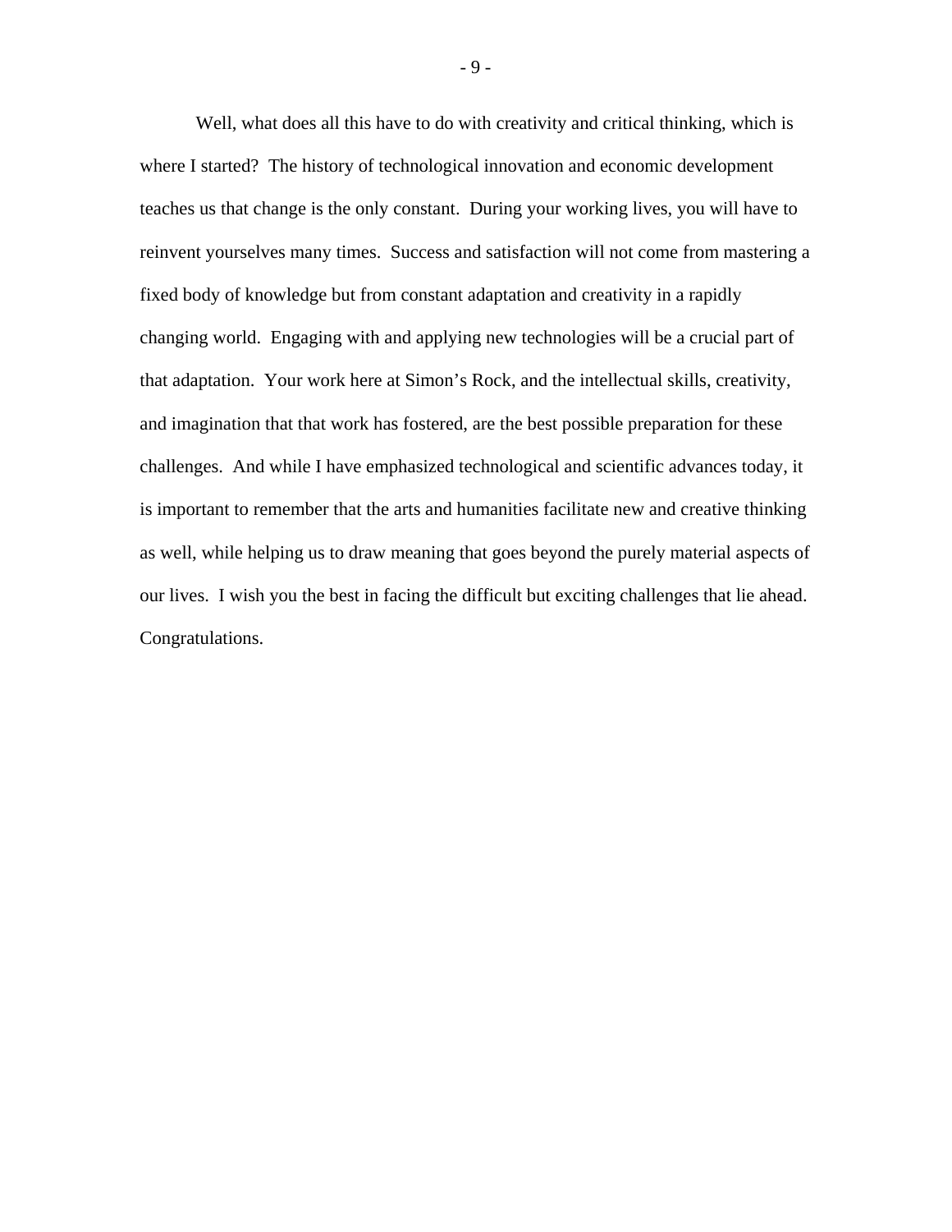Well, what does all this have to do with creativity and critical thinking, which is where I started? The history of technological innovation and economic development teaches us that change is the only constant. During your working lives, you will have to reinvent yourselves many times. Success and satisfaction will not come from mastering a fixed body of knowledge but from constant adaptation and creativity in a rapidly changing world. Engaging with and applying new technologies will be a crucial part of that adaptation. Your work here at Simon's Rock, and the intellectual skills, creativity, and imagination that that work has fostered, are the best possible preparation for these challenges. And while I have emphasized technological and scientific advances today, it is important to remember that the arts and humanities facilitate new and creative thinking as well, while helping us to draw meaning that goes beyond the purely material aspects of our lives. I wish you the best in facing the difficult but exciting challenges that lie ahead. Congratulations.